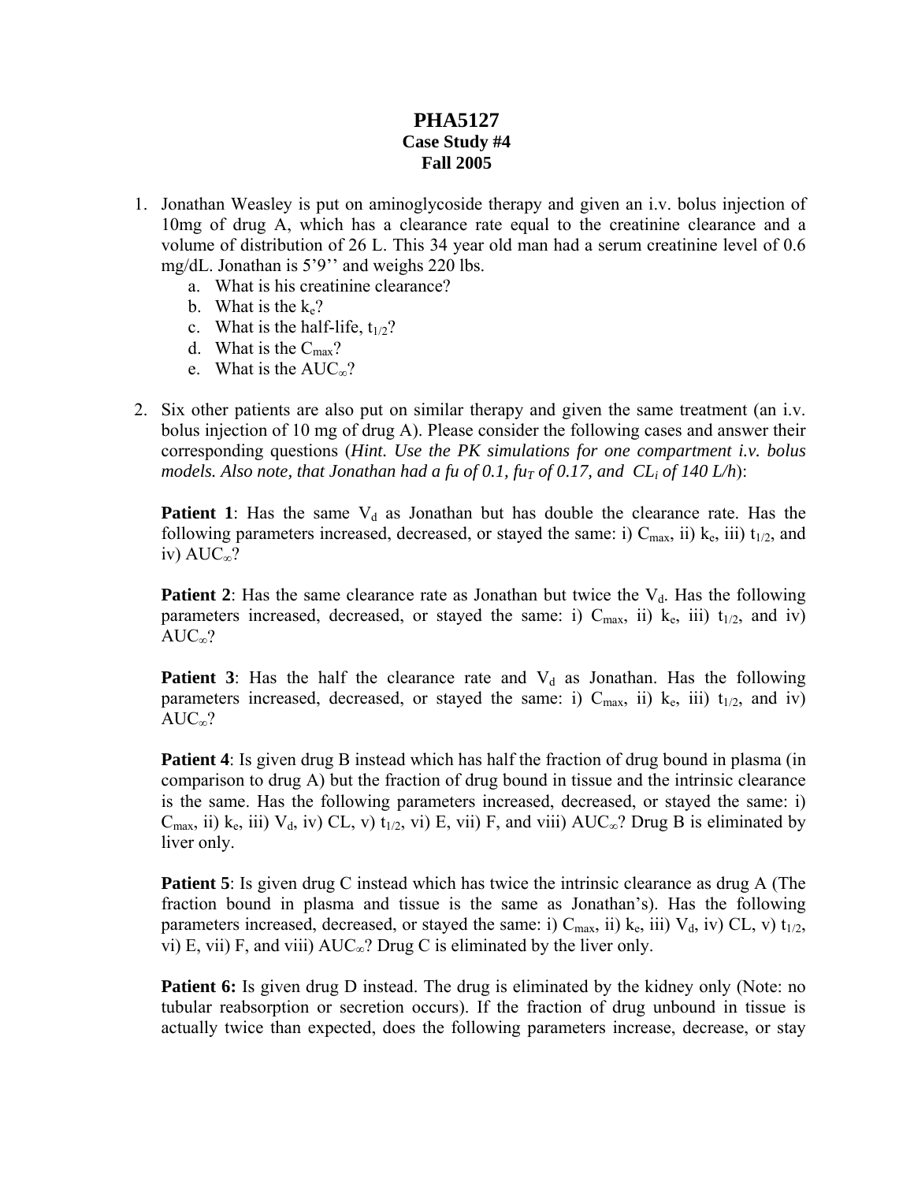# PHA5127

## Case Study #4

## Fall 2005

1. Jonathan Weasley is put on aminoglycoside therapy and given an i.v. bolus injection of 10mg of drug A, which has a clearance rate equal to the creatinine clearance and a volume of distribution of 26 L. This 34 year old man had a serum creatinine level of 0.6 mg/dL. Jonathan is 5'9'' and weighs 220 lbs.
    a. What is his creatinine clearance?
    b. What is the $k_e$?
    c. What is the half-life, $t_{1/2}$?
    d. What is the $C_{max}$?
    e. What is the $AUC_{\infty}$?

2. Six other patients are also put on similar therapy and given the same treatment (an i.v. bolus injection of 10 mg of drug A). Please consider the following cases and answer their corresponding questions (*Hint. Use the PK simulations for one compartment i.v. bolus models. Also note, that Jonathan had a fu of 0.1, $fu_T$ of 0.17, and $CL_i$ of 140 L/h*):

    **Patient 1**: Has the same $V_d$ as Jonathan but has double the clearance rate. Has the following parameters increased, decreased, or stayed the same: i) $C_{max}$, ii) $k_e$, iii) $t_{1/2}$, and iv) $AUC_{\infty}$?

    **Patient 2**: Has the same clearance rate as Jonathan but twice the $V_d$. Has the following parameters increased, decreased, or stayed the same: i) $C_{max}$, ii) $k_e$, iii) $t_{1/2}$, and iv) $AUC_{\infty}$?

    **Patient 3**: Has the half the clearance rate and $V_d$ as Jonathan. Has the following parameters increased, decreased, or stayed the same: i) $C_{max}$, ii) $k_e$, iii) $t_{1/2}$, and iv) $AUC_{\infty}$?

    **Patient 4**: Is given drug B instead which has half the fraction of drug bound in plasma (in comparison to drug A) but the fraction of drug bound in tissue and the intrinsic clearance is the same. Has the following parameters increased, decreased, or stayed the same: i) $C_{max}$, ii) $k_e$, iii) $V_d$, iv) CL, v) $t_{1/2}$, vi) E, vii) F, and viii) $AUC_{\infty}$? Drug B is eliminated by liver only.

    **Patient 5**: Is given drug C instead which has twice the intrinsic clearance as drug A (The fraction bound in plasma and tissue is the same as Jonathan's). Has the following parameters increased, decreased, or stayed the same: i) $C_{max}$, ii) $k_e$, iii) $V_d$, iv) CL, v) $t_{1/2}$, vi) E, vii) F, and viii) $AUC_{\infty}$? Drug C is eliminated by the liver only.

    **Patient 6:** Is given drug D instead. The drug is eliminated by the kidney only (Note: no tubular reabsorption or secretion occurs). If the fraction of drug unbound in tissue is actually twice than expected, does the following parameters increase, decrease, or stay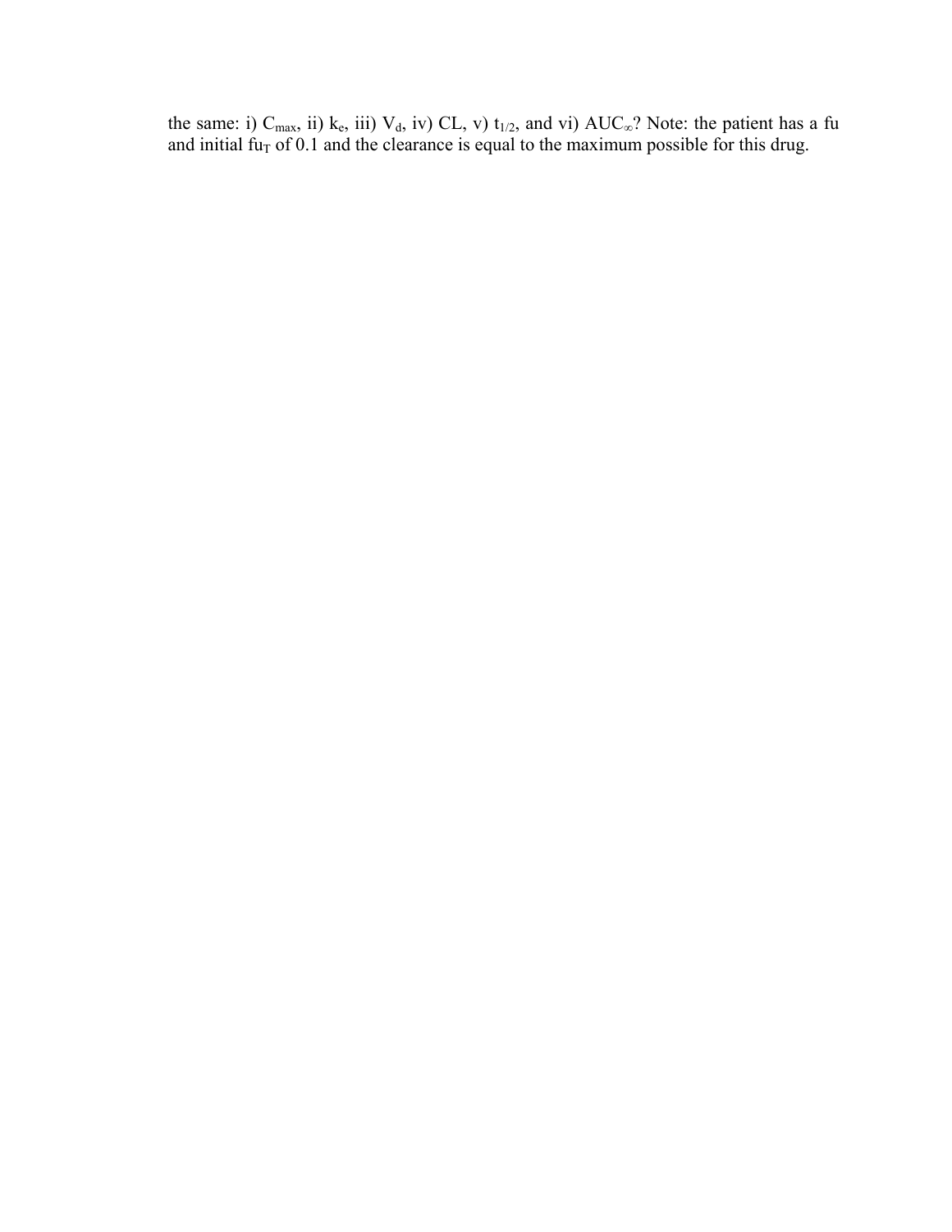the same: i) $C_{max}$, ii) $k_e$, iii) $V_d$, iv) CL, v) $t_{1/2}$, and vi) $AUC_\infty$? Note: the patient has a fu and initial $fu_T$ of 0.1 and the clearance is equal to the maximum possible for this drug.